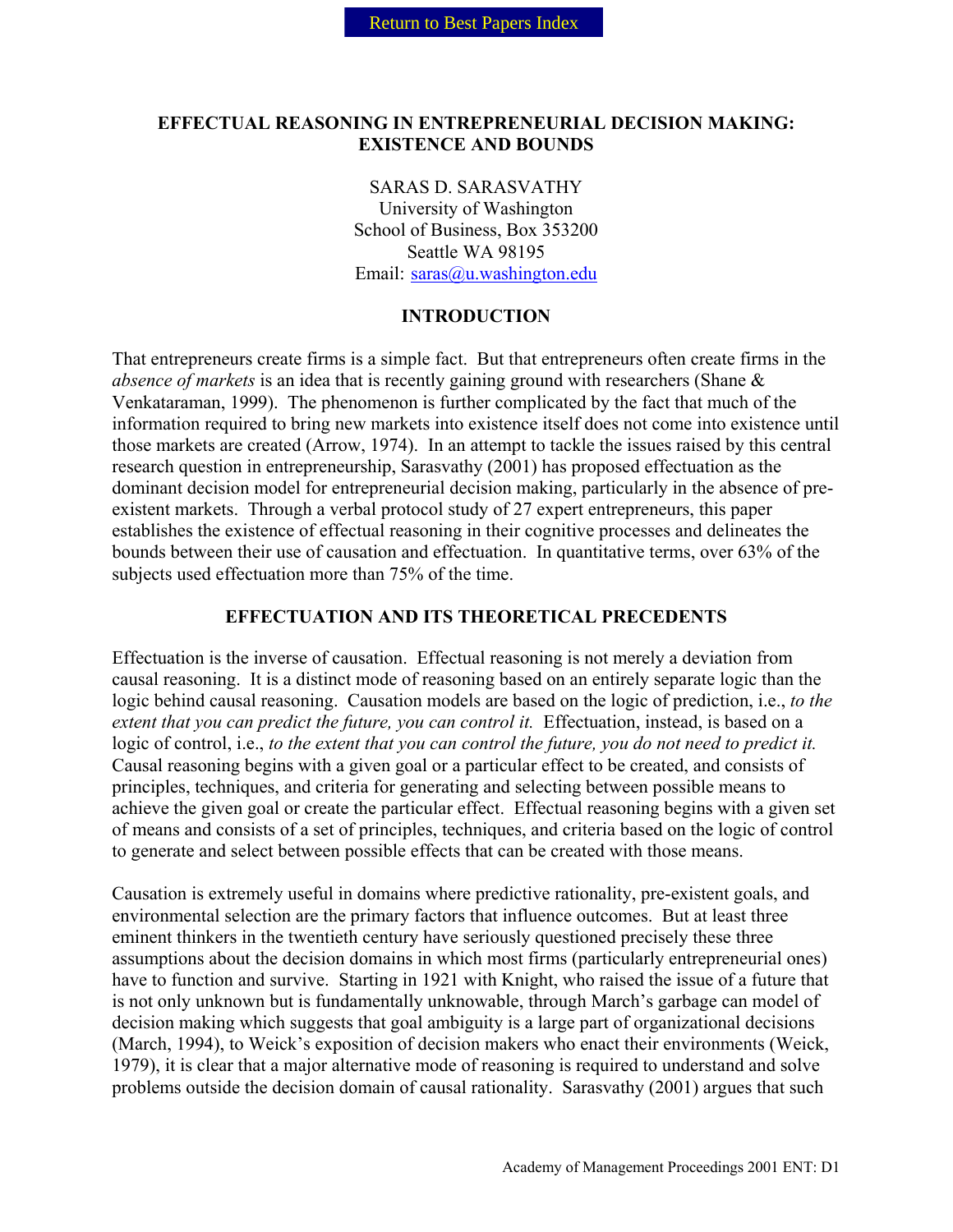# EFFECTUAL REASONING IN ENTREPRENEURIAL DECISION MAKING: EXISTENCE AND BOUNDS

SARAS D. SARASVATHY
University of Washington
School of Business, Box 353200
Seattle WA 98195
Email: saras@u.washington.edu

## INTRODUCTION

That entrepreneurs create firms is a simple fact. But that entrepreneurs often create firms in the *absence of markets* is an idea that is recently gaining ground with researchers (Shane & Venkataraman, 1999). The phenomenon is further complicated by the fact that much of the information required to bring new markets into existence itself does not come into existence until those markets are created (Arrow, 1974). In an attempt to tackle the issues raised by this central research question in entrepreneurship, Sarasvathy (2001) has proposed effectuation as the dominant decision model for entrepreneurial decision making, particularly in the absence of pre-existent markets. Through a verbal protocol study of 27 expert entrepreneurs, this paper establishes the existence of effectual reasoning in their cognitive processes and delineates the bounds between their use of causation and effectuation. In quantitative terms, over 63% of the subjects used effectuation more than 75% of the time.

## EFFECTUATION AND ITS THEORETICAL PRECEDENTS

Effectuation is the inverse of causation. Effectual reasoning is not merely a deviation from causal reasoning. It is a distinct mode of reasoning based on an entirely separate logic than the logic behind causal reasoning. Causation models are based on the logic of prediction, i.e., *to the extent that you can predict the future, you can control it.* Effectuation, instead, is based on a logic of control, i.e., *to the extent that you can control the future, you do not need to predict it.* Causal reasoning begins with a given goal or a particular effect to be created, and consists of principles, techniques, and criteria for generating and selecting between possible means to achieve the given goal or create the particular effect. Effectual reasoning begins with a given set of means and consists of a set of principles, techniques, and criteria based on the logic of control to generate and select between possible effects that can be created with those means.

Causation is extremely useful in domains where predictive rationality, pre-existent goals, and environmental selection are the primary factors that influence outcomes. But at least three eminent thinkers in the twentieth century have seriously questioned precisely these three assumptions about the decision domains in which most firms (particularly entrepreneurial ones) have to function and survive. Starting in 1921 with Knight, who raised the issue of a future that is not only unknown but is fundamentally unknowable, through March's garbage can model of decision making which suggests that goal ambiguity is a large part of organizational decisions (March, 1994), to Weick's exposition of decision makers who enact their environments (Weick, 1979), it is clear that a major alternative mode of reasoning is required to understand and solve problems outside the decision domain of causal rationality. Sarasvathy (2001) argues that such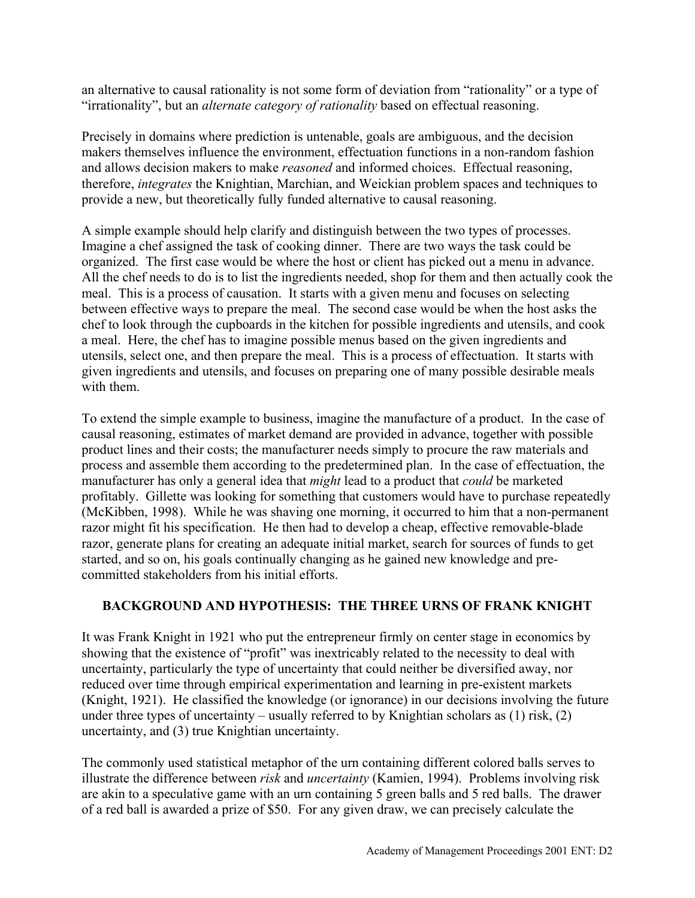an alternative to causal rationality is not some form of deviation from "rationality" or a type of "irrationality", but an *alternate category of rationality* based on effectual reasoning.

Precisely in domains where prediction is untenable, goals are ambiguous, and the decision makers themselves influence the environment, effectuation functions in a non-random fashion and allows decision makers to make *reasoned* and informed choices. Effectual reasoning, therefore, *integrates* the Knightian, Marchian, and Weickian problem spaces and techniques to provide a new, but theoretically fully funded alternative to causal reasoning.

A simple example should help clarify and distinguish between the two types of processes. Imagine a chef assigned the task of cooking dinner. There are two ways the task could be organized. The first case would be where the host or client has picked out a menu in advance. All the chef needs to do is to list the ingredients needed, shop for them and then actually cook the meal. This is a process of causation. It starts with a given menu and focuses on selecting between effective ways to prepare the meal. The second case would be when the host asks the chef to look through the cupboards in the kitchen for possible ingredients and utensils, and cook a meal. Here, the chef has to imagine possible menus based on the given ingredients and utensils, select one, and then prepare the meal. This is a process of effectuation. It starts with given ingredients and utensils, and focuses on preparing one of many possible desirable meals with them.

To extend the simple example to business, imagine the manufacture of a product. In the case of causal reasoning, estimates of market demand are provided in advance, together with possible product lines and their costs; the manufacturer needs simply to procure the raw materials and process and assemble them according to the predetermined plan. In the case of effectuation, the manufacturer has only a general idea that *might* lead to a product that *could* be marketed profitably. Gillette was looking for something that customers would have to purchase repeatedly (McKibben, 1998). While he was shaving one morning, it occurred to him that a non-permanent razor might fit his specification. He then had to develop a cheap, effective removable-blade razor, generate plans for creating an adequate initial market, search for sources of funds to get started, and so on, his goals continually changing as he gained new knowledge and pre-committed stakeholders from his initial efforts.

## BACKGROUND AND HYPOTHESIS: THE THREE URNS OF FRANK KNIGHT

It was Frank Knight in 1921 who put the entrepreneur firmly on center stage in economics by showing that the existence of "profit" was inextricably related to the necessity to deal with uncertainty, particularly the type of uncertainty that could neither be diversified away, nor reduced over time through empirical experimentation and learning in pre-existent markets (Knight, 1921). He classified the knowledge (or ignorance) in our decisions involving the future under three types of uncertainty – usually referred to by Knightian scholars as (1) risk, (2) uncertainty, and (3) true Knightian uncertainty.

The commonly used statistical metaphor of the urn containing different colored balls serves to illustrate the difference between *risk* and *uncertainty* (Kamien, 1994). Problems involving risk are akin to a speculative game with an urn containing 5 green balls and 5 red balls. The drawer of a red ball is awarded a prize of $50. For any given draw, we can precisely calculate the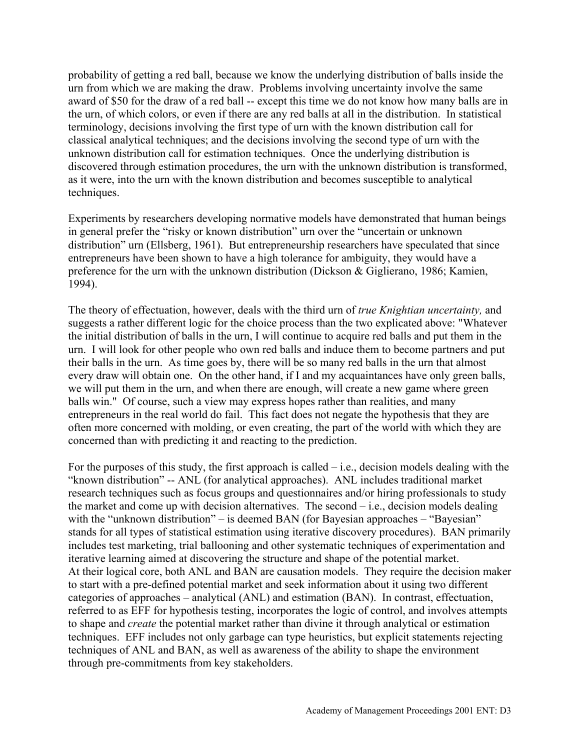probability of getting a red ball, because we know the underlying distribution of balls inside the urn from which we are making the draw. Problems involving uncertainty involve the same award of $50 for the draw of a red ball -- except this time we do not know how many balls are in the urn, of which colors, or even if there are any red balls at all in the distribution. In statistical terminology, decisions involving the first type of urn with the known distribution call for classical analytical techniques; and the decisions involving the second type of urn with the unknown distribution call for estimation techniques. Once the underlying distribution is discovered through estimation procedures, the urn with the unknown distribution is transformed, as it were, into the urn with the known distribution and becomes susceptible to analytical techniques.

Experiments by researchers developing normative models have demonstrated that human beings in general prefer the "risky or known distribution" urn over the "uncertain or unknown distribution" urn (Ellsberg, 1961). But entrepreneurship researchers have speculated that since entrepreneurs have been shown to have a high tolerance for ambiguity, they would have a preference for the urn with the unknown distribution (Dickson & Giglierano, 1986; Kamien, 1994).

The theory of effectuation, however, deals with the third urn of *true Knightian uncertainty,* and suggests a rather different logic for the choice process than the two explicated above: "Whatever the initial distribution of balls in the urn, I will continue to acquire red balls and put them in the urn. I will look for other people who own red balls and induce them to become partners and put their balls in the urn. As time goes by, there will be so many red balls in the urn that almost every draw will obtain one. On the other hand, if I and my acquaintances have only green balls, we will put them in the urn, and when there are enough, will create a new game where green balls win." Of course, such a view may express hopes rather than realities, and many entrepreneurs in the real world do fail. This fact does not negate the hypothesis that they are often more concerned with molding, or even creating, the part of the world with which they are concerned than with predicting it and reacting to the prediction.

For the purposes of this study, the first approach is called – i.e., decision models dealing with the "known distribution" -- ANL (for analytical approaches). ANL includes traditional market research techniques such as focus groups and questionnaires and/or hiring professionals to study the market and come up with decision alternatives. The second – i.e., decision models dealing with the "unknown distribution" – is deemed BAN (for Bayesian approaches – "Bayesian" stands for all types of statistical estimation using iterative discovery procedures). BAN primarily includes test marketing, trial ballooning and other systematic techniques of experimentation and iterative learning aimed at discovering the structure and shape of the potential market.
At their logical core, both ANL and BAN are causation models. They require the decision maker to start with a pre-defined potential market and seek information about it using two different categories of approaches – analytical (ANL) and estimation (BAN). In contrast, effectuation, referred to as EFF for hypothesis testing, incorporates the logic of control, and involves attempts to shape and *create* the potential market rather than divine it through analytical or estimation techniques. EFF includes not only garbage can type heuristics, but explicit statements rejecting techniques of ANL and BAN, as well as awareness of the ability to shape the environment through pre-commitments from key stakeholders.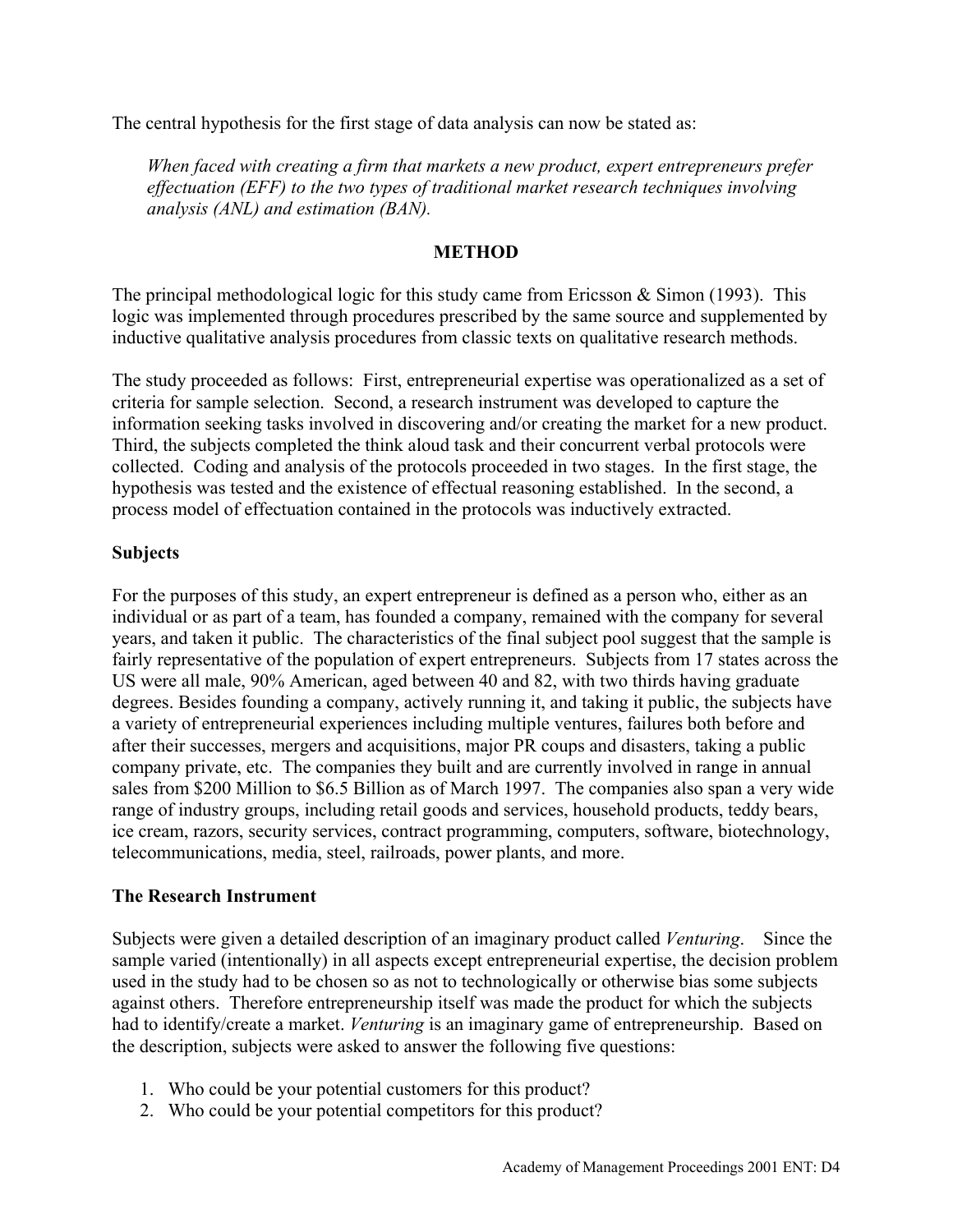The central hypothesis for the first stage of data analysis can now be stated as:

> *When faced with creating a firm that markets a new product, expert entrepreneurs prefer effectuation (EFF) to the two types of traditional market research techniques involving analysis (ANL) and estimation (BAN).*

## METHOD

The principal methodological logic for this study came from Ericsson & Simon (1993). This logic was implemented through procedures prescribed by the same source and supplemented by inductive qualitative analysis procedures from classic texts on qualitative research methods.

The study proceeded as follows: First, entrepreneurial expertise was operationalized as a set of criteria for sample selection. Second, a research instrument was developed to capture the information seeking tasks involved in discovering and/or creating the market for a new product. Third, the subjects completed the think aloud task and their concurrent verbal protocols were collected. Coding and analysis of the protocols proceeded in two stages. In the first stage, the hypothesis was tested and the existence of effectual reasoning established. In the second, a process model of effectuation contained in the protocols was inductively extracted.

### Subjects

For the purposes of this study, an expert entrepreneur is defined as a person who, either as an individual or as part of a team, has founded a company, remained with the company for several years, and taken it public. The characteristics of the final subject pool suggest that the sample is fairly representative of the population of expert entrepreneurs. Subjects from 17 states across the US were all male, 90% American, aged between 40 and 82, with two thirds having graduate degrees. Besides founding a company, actively running it, and taking it public, the subjects have a variety of entrepreneurial experiences including multiple ventures, failures both before and after their successes, mergers and acquisitions, major PR coups and disasters, taking a public company private, etc. The companies they built and are currently involved in range in annual sales from $200 Million to $6.5 Billion as of March 1997. The companies also span a very wide range of industry groups, including retail goods and services, household products, teddy bears, ice cream, razors, security services, contract programming, computers, software, biotechnology, telecommunications, media, steel, railroads, power plants, and more.

### The Research Instrument

Subjects were given a detailed description of an imaginary product called *Venturing*. Since the sample varied (intentionally) in all aspects except entrepreneurial expertise, the decision problem used in the study had to be chosen so as not to technologically or otherwise bias some subjects against others. Therefore entrepreneurship itself was made the product for which the subjects had to identify/create a market. *Venturing* is an imaginary game of entrepreneurship. Based on the description, subjects were asked to answer the following five questions:

1. Who could be your potential customers for this product?
2. Who could be your potential competitors for this product?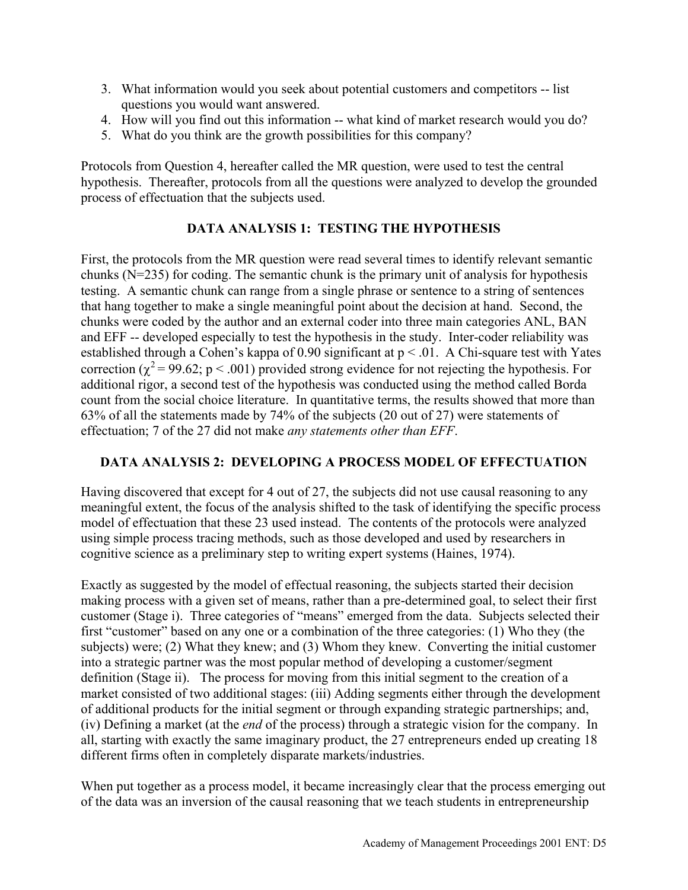3. What information would you seek about potential customers and competitors -- list questions you would want answered.
4. How will you find out this information -- what kind of market research would you do?
5. What do you think are the growth possibilities for this company?

Protocols from Question 4, hereafter called the MR question, were used to test the central hypothesis. Thereafter, protocols from all the questions were analyzed to develop the grounded process of effectuation that the subjects used.

## DATA ANALYSIS 1: TESTING THE HYPOTHESIS

First, the protocols from the MR question were read several times to identify relevant semantic chunks (N=235) for coding. The semantic chunk is the primary unit of analysis for hypothesis testing. A semantic chunk can range from a single phrase or sentence to a string of sentences that hang together to make a single meaningful point about the decision at hand. Second, the chunks were coded by the author and an external coder into three main categories ANL, BAN and EFF -- developed especially to test the hypothesis in the study. Inter-coder reliability was established through a Cohen's kappa of 0.90 significant at $p < .01$. A Chi-square test with Yates correction ($\chi^2 = 99.62$; $p < .001$) provided strong evidence for not rejecting the hypothesis. For additional rigor, a second test of the hypothesis was conducted using the method called Borda count from the social choice literature. In quantitative terms, the results showed that more than 63% of all the statements made by 74% of the subjects (20 out of 27) were statements of effectuation; 7 of the 27 did not make *any statements other than EFF*.

## DATA ANALYSIS 2: DEVELOPING A PROCESS MODEL OF EFFECTUATION

Having discovered that except for 4 out of 27, the subjects did not use causal reasoning to any meaningful extent, the focus of the analysis shifted to the task of identifying the specific process model of effectuation that these 23 used instead. The contents of the protocols were analyzed using simple process tracing methods, such as those developed and used by researchers in cognitive science as a preliminary step to writing expert systems (Haines, 1974).

Exactly as suggested by the model of effectual reasoning, the subjects started their decision making process with a given set of means, rather than a pre-determined goal, to select their first customer (Stage i). Three categories of "means" emerged from the data. Subjects selected their first "customer" based on any one or a combination of the three categories: (1) Who they (the subjects) were; (2) What they knew; and (3) Whom they knew. Converting the initial customer into a strategic partner was the most popular method of developing a customer/segment definition (Stage ii). The process for moving from this initial segment to the creation of a market consisted of two additional stages: (iii) Adding segments either through the development of additional products for the initial segment or through expanding strategic partnerships; and, (iv) Defining a market (at the *end* of the process) through a strategic vision for the company. In all, starting with exactly the same imaginary product, the 27 entrepreneurs ended up creating 18 different firms often in completely disparate markets/industries.

When put together as a process model, it became increasingly clear that the process emerging out of the data was an inversion of the causal reasoning that we teach students in entrepreneurship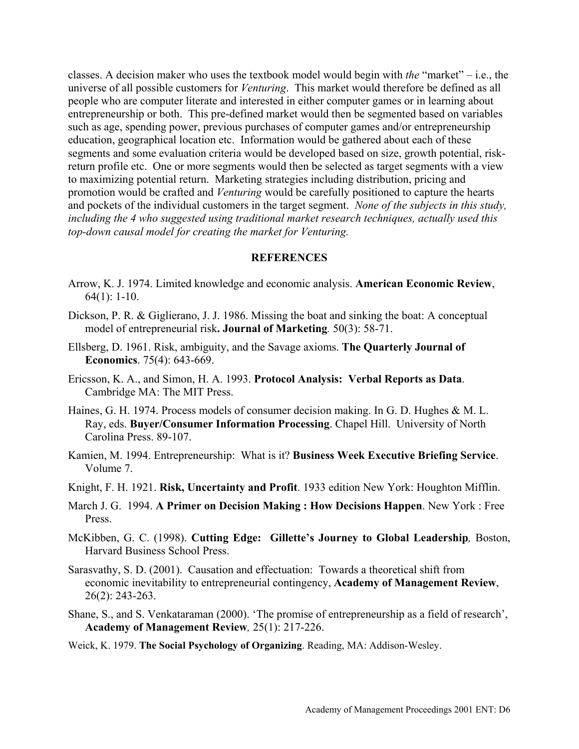classes. A decision maker who uses the textbook model would begin with *the* "market" – i.e., the universe of all possible customers for *Venturing*. This market would therefore be defined as all people who are computer literate and interested in either computer games or in learning about entrepreneurship or both. This pre-defined market would then be segmented based on variables such as age, spending power, previous purchases of computer games and/or entrepreneurship education, geographical location etc. Information would be gathered about each of these segments and some evaluation criteria would be developed based on size, growth potential, risk-return profile etc. One or more segments would then be selected as target segments with a view to maximizing potential return. Marketing strategies including distribution, pricing and promotion would be crafted and *Venturing* would be carefully positioned to capture the hearts and pockets of the individual customers in the target segment. *None of the subjects in this study, including the 4 who suggested using traditional market research techniques, actually used this top-down causal model for creating the market for Venturing.*

## REFERENCES

Arrow, K. J. 1974. Limited knowledge and economic analysis. **American Economic Review**, 64(1): 1-10.

Dickson, P. R. & Giglierano, J. J. 1986. Missing the boat and sinking the boat: A conceptual model of entrepreneurial risk**. Journal of Marketing**. 50(3): 58-71.

Ellsberg, D. 1961. Risk, ambiguity, and the Savage axioms. **The Quarterly Journal of Economics**. 75(4): 643-669.

Ericsson, K. A., and Simon, H. A. 1993. **Protocol Analysis: Verbal Reports as Data**. Cambridge MA: The MIT Press.

Haines, G. H. 1974. Process models of consumer decision making. In G. D. Hughes & M. L. Ray, eds. **Buyer/Consumer Information Processing**. Chapel Hill. University of North Carolina Press. 89-107.

Kamien, M. 1994. Entrepreneurship: What is it? **Business Week Executive Briefing Service**. Volume 7.

Knight, F. H. 1921. **Risk, Uncertainty and Profit**. 1933 edition New York: Houghton Mifflin.

March J. G. 1994. **A Primer on Decision Making : How Decisions Happen**. New York : Free Press.

McKibben, G. C. (1998). **Cutting Edge: Gillette's Journey to Global Leadership***,* Boston, Harvard Business School Press.

Sarasvathy, S. D. (2001). Causation and effectuation: Towards a theoretical shift from economic inevitability to entrepreneurial contingency, **Academy of Management Review**, 26(2): 243-263.

Shane, S., and S. Venkataraman (2000). 'The promise of entrepreneurship as a field of research', **Academy of Management Review***,* 25(1): 217-226.

Weick, K. 1979. **The Social Psychology of Organizing**. Reading, MA: Addison-Wesley.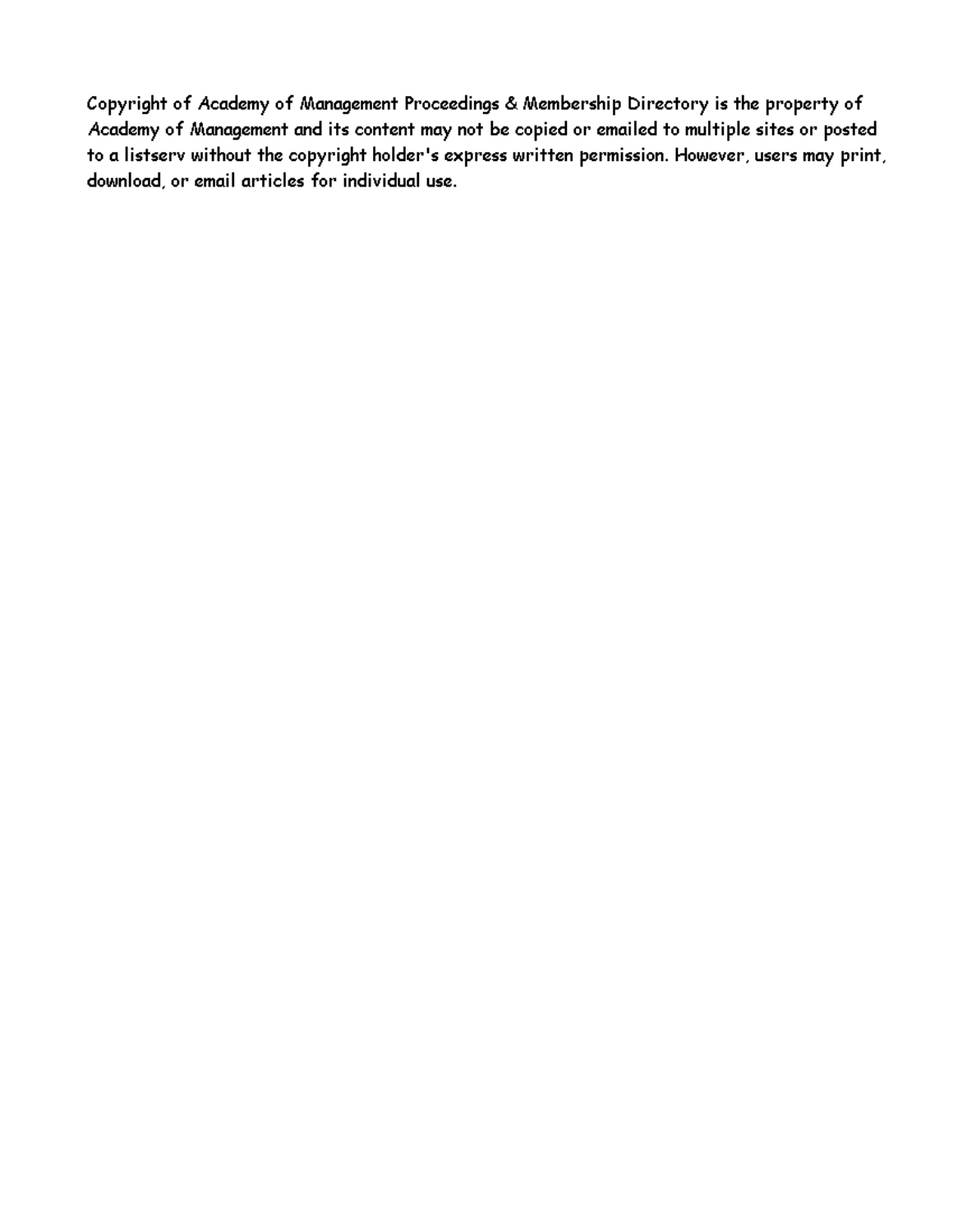Copyright of *Academy of Management Proceedings & Membership Directory* is the property of *Academy of Management* and its content may not be copied or emailed to multiple sites or posted to a listserv without the copyright holder's express written permission. However, users may print, download, or email articles for individual use.